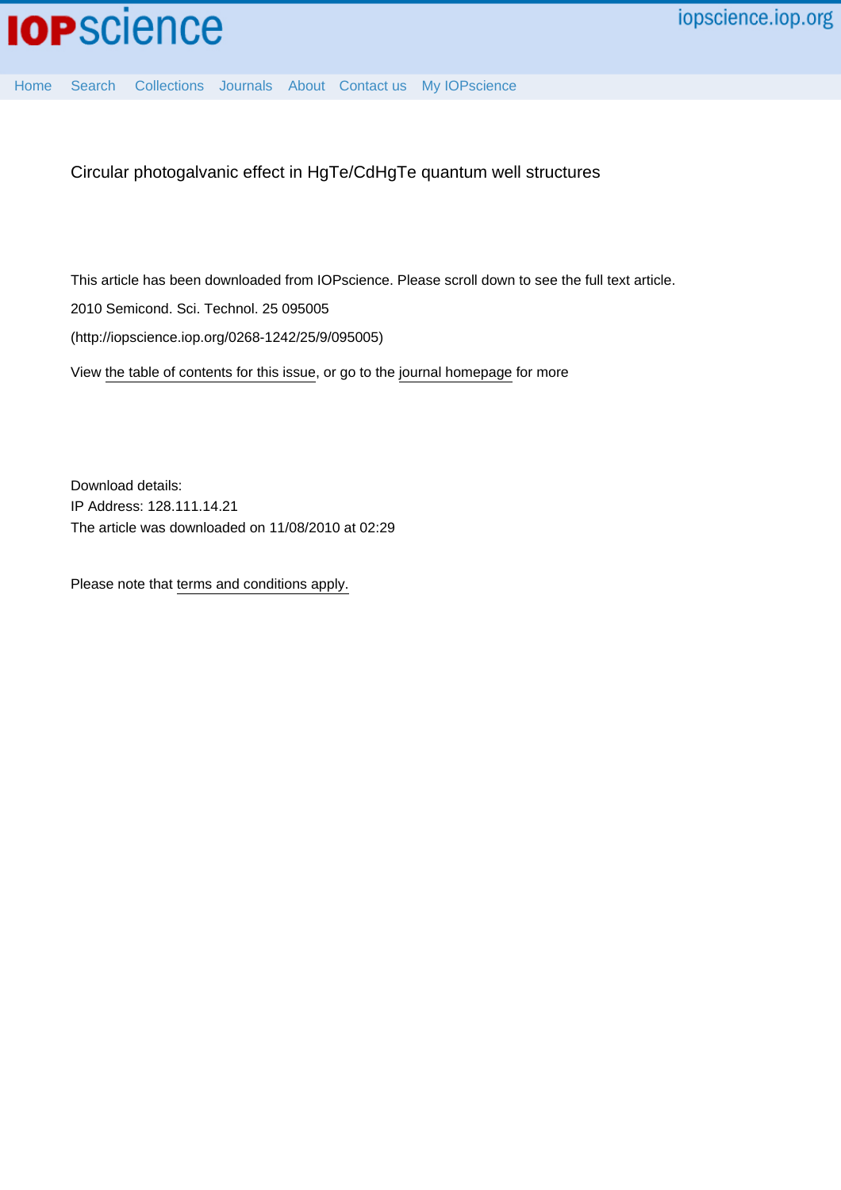Home Search Collections Journals About Contact us My IOPscience

# Circular photogalvanic effect in HgTe/CdHgTe quantum well structures

This article has been downloaded from IOPscience. Please scroll down to see the full text article.

2010 Semicond. Sci. Technol. 25 095005

(http://iopscience.iop.org/0268-1242/25/9/095005)

View the table of contents for this issue, or go to the journal homepage for more

Download details:
IP Address: 128.111.14.21
The article was downloaded on 11/08/2010 at 02:29

Please note that terms and conditions apply.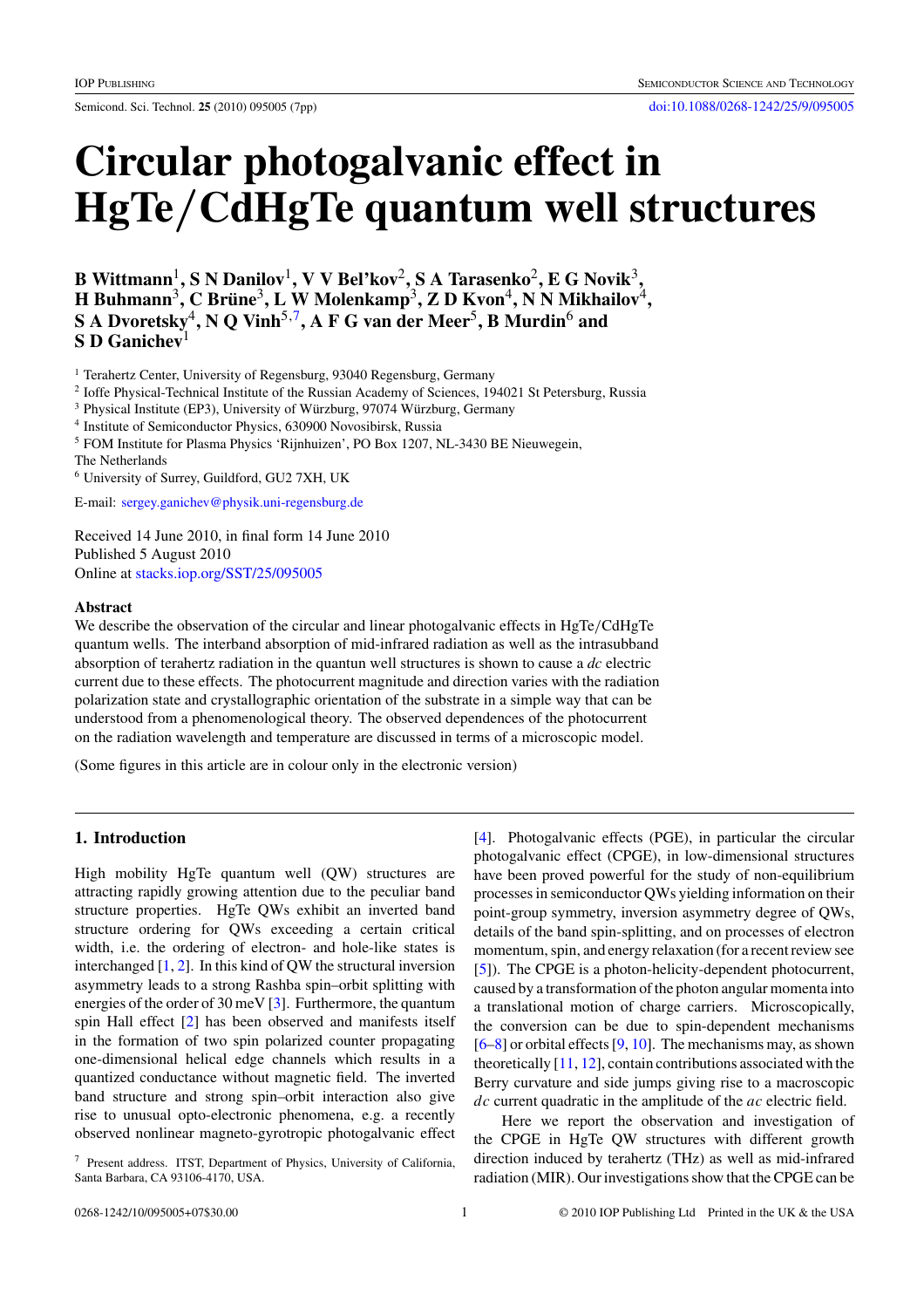# Circular photogalvanic effect in HgTe/CdHgTe quantum well structures

**B Wittmann[1], S N Danilov[1], V V Bel'kov[2], S A Tarasenko[2], E G Novik[3], H Buhmann[3], C Brüne[3], L W Molenkamp[3], Z D Kvon[4], N N Mikhailov[4], S A Dvoretsky[4], N Q Vinh[5,7], A F G van der Meer[5], B Murdin[6] and S D Ganichev[1]**

[1] Terahertz Center, University of Regensburg, 93040 Regensburg, Germany

[2] Ioffe Physical-Technical Institute of the Russian Academy of Sciences, 194021 St Petersburg, Russia

[3] Physical Institute (EP3), University of Würzburg, 97074 Würzburg, Germany

[4] Institute of Semiconductor Physics, 630900 Novosibirsk, Russia

[5] FOM Institute for Plasma Physics 'Rijnhuizen', PO Box 1207, NL-3430 BE Nieuwegein, The Netherlands

[6] University of Surrey, Guildford, GU2 7XH, UK

E-mail: sergey.ganichev@physik.uni-regensburg.de

Received 14 June 2010, in final form 14 June 2010

Published 5 August 2010

Online at stacks.iop.org/SST/25/095005

### Abstract

We describe the observation of the circular and linear photogalvanic effects in HgTe/CdHgTe quantum wells. The interband absorption of mid-infrared radiation as well as the intrasubband absorption of terahertz radiation in the quantum well structures is shown to cause a *dc* electric current due to these effects. The photocurrent magnitude and direction varies with the radiation polarization state and crystallographic orientation of the substrate in a simple way that can be understood from a phenomenological theory. The observed dependences of the photocurrent on the radiation wavelength and temperature are discussed in terms of a microscopic model.

(Some figures in this article are in colour only in the electronic version)

## 1. Introduction

High mobility HgTe quantum well (QW) structures are attracting rapidly growing attention due to the peculiar band structure properties. HgTe QWs exhibit an inverted band structure ordering for QWs exceeding a certain critical width, i.e. the ordering of electron- and hole-like states is interchanged [1, 2]. In this kind of QW the structural inversion asymmetry leads to a strong Rashba spin–orbit splitting with energies of the order of 30 meV [3]. Furthermore, the quantum spin Hall effect [2] has been observed and manifests itself in the formation of two spin polarized counter propagating one-dimensional helical edge channels which results in a quantized conductance without magnetic field. The inverted band structure and strong spin–orbit interaction also give rise to unusual opto-electronic phenomena, e.g. a recently observed nonlinear magneto-gyrotropic photogalvanic effect [4]. Photogalvanic effects (PGE), in particular the circular photogalvanic effect (CPGE), in low-dimensional structures have been proved powerful for the study of non-equilibrium processes in semiconductor QWs yielding information on their point-group symmetry, inversion asymmetry degree of QWs, details of the band spin-splitting, and on processes of electron momentum, spin, and energy relaxation (for a recent review see [5]). The CPGE is a photon-helicity-dependent photocurrent, caused by a transformation of the photon angular momenta into a translational motion of charge carriers. Microscopically, the conversion can be due to spin-dependent mechanisms [6–8] or orbital effects [9, 10]. The mechanisms may, as shown theoretically [11, 12], contain contributions associated with the Berry curvature and side jumps giving rise to a macroscopic *dc* current quadratic in the amplitude of the *ac* electric field.

Here we report the observation and investigation of the CPGE in HgTe QW structures with different growth direction induced by terahertz (THz) as well as mid-infrared radiation (MIR). Our investigations show that the CPGE can be

[7] Present address. ITST, Department of Physics, University of California, Santa Barbara, CA 93106-4170, USA.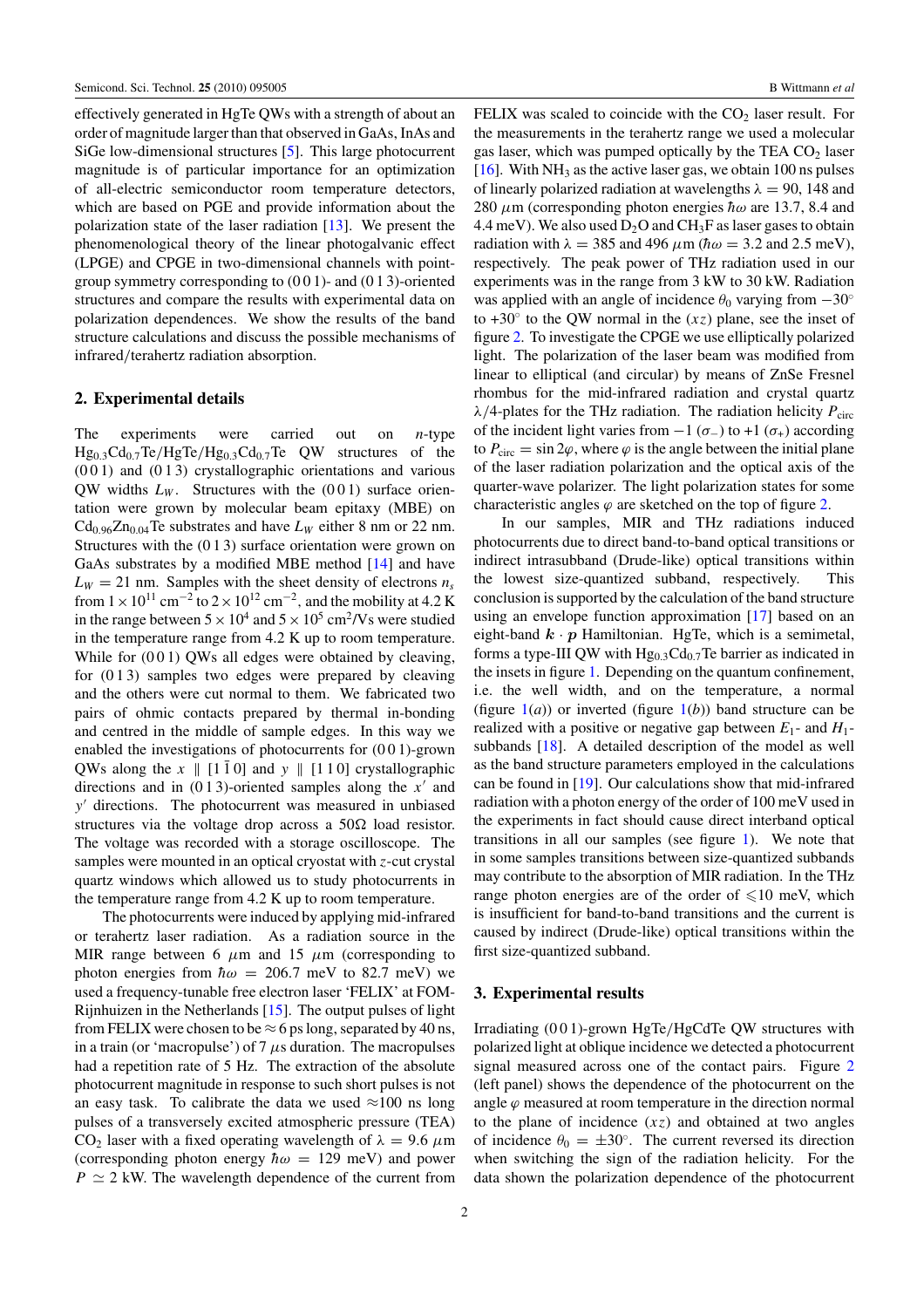effectively generated in HgTe QWs with a strength of about an order of magnitude larger than that observed in GaAs, InAs and SiGe low-dimensional structures [5]. This large photocurrent magnitude is of particular importance for an optimization of all-electric semiconductor room temperature detectors, which are based on PGE and provide information about the polarization state of the laser radiation [13]. We present the phenomenological theory of the linear photogalvanic effect (LPGE) and CPGE in two-dimensional channels with point-group symmetry corresponding to (0 0 1)- and (0 1 3)-oriented structures and compare the results with experimental data on polarization dependences. We show the results of the band structure calculations and discuss the possible mechanisms of infrared/terahertz radiation absorption.

## 2. Experimental details

The experiments were carried out on *n*-type $Hg_{0.3}Cd_{0.7}Te/HgTe/Hg_{0.3}Cd_{0.7}Te$ QW structures of the (0 0 1) and (0 1 3) crystallographic orientations and various QW widths $L_W$. Structures with the (0 0 1) surface orientation were grown by molecular beam epitaxy (MBE) on $Cd_{0.96}Zn_{0.04}Te$ substrates and have $L_W$ either 8 nm or 22 nm. Structures with the (0 1 3) surface orientation were grown on GaAs substrates by a modified MBE method [14] and have $L_W = 21$ nm. Samples with the sheet density of electrons $n_s$ from $1 \times 10^{11}$ cm$^{-2}$ to $2 \times 10^{12}$ cm$^{-2}$, and the mobility at 4.2 K in the range between $5 \times 10^4$ and $5 \times 10^5$ cm$^2$/Vs were studied in the temperature range from 4.2 K up to room temperature. While for (0 0 1) QWs all edges were obtained by cleaving, for (0 1 3) samples two edges were prepared by cleaving and the others were cut normal to them. We fabricated two pairs of ohmic contacts prepared by thermal in-bonding and centred in the middle of sample edges. In this way we enabled the investigations of photocurrents for (0 0 1)-grown QWs along the $x \parallel [1\bar{1}0]$ and $y \parallel [110]$ crystallographic directions and in (0 1 3)-oriented samples along the $x'$ and $y'$ directions. The photocurrent was measured in unbiased structures via the voltage drop across a 50Ω load resistor. The voltage was recorded with a storage oscilloscope. The samples were mounted in an optical cryostat with *z*-cut crystal quartz windows which allowed us to study photocurrents in the temperature range from 4.2 K up to room temperature.

The photocurrents were induced by applying mid-infrared or terahertz laser radiation. As a radiation source in the MIR range between 6 μm and 15 μm (corresponding to photon energies from $\hbar\omega = 206.7$ meV to 82.7 meV) we used a frequency-tunable free electron laser 'FELIX' at FOM-Rijnhuizen in the Netherlands [15]. The output pulses of light from FELIX were chosen to be ≈ 6 ps long, separated by 40 ns, in a train (or 'macropulse') of 7 μs duration. The macropulses had a repetition rate of 5 Hz. The extraction of the absolute photocurrent magnitude in response to such short pulses is not an easy task. To calibrate the data we used ≈100 ns long pulses of a transversely excited atmospheric pressure (TEA) $CO_2$ laser with a fixed operating wavelength of $\lambda = 9.6$ μm (corresponding photon energy $\hbar\omega = 129$ meV) and power $P \simeq 2$ kW. The wavelength dependence of the current from FELIX was scaled to coincide with the $CO_2$ laser result. For the measurements in the terahertz range we used a molecular gas laser, which was pumped optically by the TEA $CO_2$ laser [16]. With $NH_3$ as the active laser gas, we obtain 100 ns pulses of linearly polarized radiation at wavelengths $\lambda = 90$, 148 and 280 μm (corresponding photon energies $\hbar\omega$ are 13.7, 8.4 and 4.4 meV). We also used $D_2O$ and $CH_3F$ as laser gases to obtain radiation with $\lambda = 385$ and 496 μm ($\hbar\omega = 3.2$ and 2.5 meV), respectively. The peak power of THz radiation used in our experiments was in the range from 3 kW to 30 kW. Radiation was applied with an angle of incidence $\theta_0$ varying from $-30°$ to $+30°$ to the QW normal in the ($xz$) plane, see the inset of figure 2. To investigate the CPGE we use elliptically polarized light. The polarization of the laser beam was modified from linear to elliptical (and circular) by means of ZnSe Fresnel rhombus for the mid-infrared radiation and crystal quartz λ/4-plates for the THz radiation. The radiation helicity $P_{circ}$ of the incident light varies from −1 ($\sigma_-$) to +1 ($\sigma_+$) according to $P_{circ} = \sin 2\varphi$, where $\varphi$ is the angle between the initial plane of the laser radiation polarization and the optical axis of the quarter-wave polarizer. The light polarization states for some characteristic angles $\varphi$ are sketched on the top of figure 2.

In our samples, MIR and THz radiations induced photocurrents due to direct band-to-band optical transitions or indirect intrasubband (Drude-like) optical transitions within the lowest size-quantized subband, respectively. This conclusion is supported by the calculation of the band structure using an envelope function approximation [17] based on an eight-band $\boldsymbol{k} \cdot \boldsymbol{p}$ Hamiltonian. HgTe, which is a semimetal, forms a type-III QW with $Hg_{0.3}Cd_{0.7}Te$ barrier as indicated in the insets in figure 1. Depending on the quantum confinement, i.e. the well width, and on the temperature, a normal (figure 1(*a*)) or inverted (figure 1(*b*)) band structure can be realized with a positive or negative gap between $E_1$- and $H_1$-subbands [18]. A detailed description of the model as well as the band structure parameters employed in the calculations can be found in [19]. Our calculations show that mid-infrared radiation with a photon energy of the order of 100 meV used in the experiments in fact should cause direct interband optical transitions in all our samples (see figure 1). We note that in some samples transitions between size-quantized subbands may contribute to the absorption of MIR radiation. In the THz range photon energies are of the order of ⩽10 meV, which is insufficient for band-to-band transitions and the current is caused by indirect (Drude-like) optical transitions within the first size-quantized subband.

## 3. Experimental results

Irradiating (0 0 1)-grown HgTe/HgCdTe QW structures with polarized light at oblique incidence we detected a photocurrent signal measured across one of the contact pairs. Figure 2 (left panel) shows the dependence of the photocurrent on the angle $\varphi$ measured at room temperature in the direction normal to the plane of incidence ($xz$) and obtained at two angles of incidence $\theta_0 = \pm 30°$. The current reversed its direction when switching the sign of the radiation helicity. For the data shown the polarization dependence of the photocurrent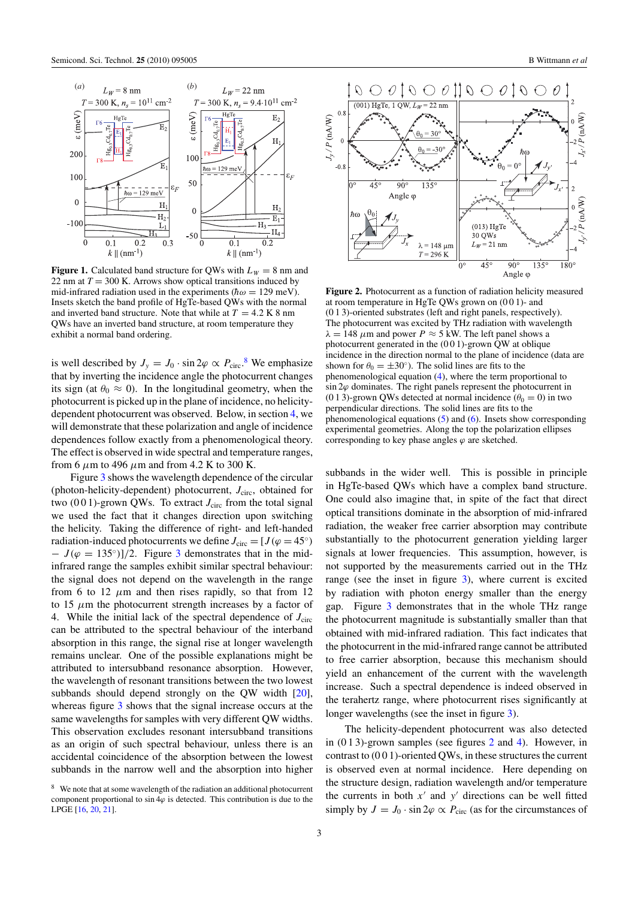(a) $L_W = 8$ nm

$T = 300$ K, $n_s = 10^{11}$ cm$^{-2}$

ε (meV)

HgTe

Γ6

Γ8

$Hg_{0.3}Cd_{0.7}Te$

E1

H1

E2

E1

H1

H2

L1

H3

ħω = 129 meV

ε_F

200

100

0

-100

0 0.1 0.2 0.3

k || (nm$^{-1}$)

(b) $L_W = 22$ nm

$T = 300$ K, $n_s = 9.4 \cdot 10^{11}$ cm$^{-2}$

ε (meV)

HgTe

Γ6

Γ8

$Hg_{0.3}Cd_{0.7}Te$

H1

E1

E2

H1

ħω = 129 meV

ε_F

H2

E1

H3

H4

100

50

0

-50

0 0.1 0.2

k || (nm$^{-1}$)

**Figure 1.** Calculated band structure for QWs with $L_W = 8$ nm and 22 nm at $T = 300$ K. Arrows show optical transitions induced by mid-infrared radiation used in the experiments ($\hbar\omega = 129$ meV). Insets sketch the band profile of HgTe-based QWs with the normal and inverted band structure. Note that while at $T = 4.2$ K 8 nm QWs have an inverted band structure, at room temperature they exhibit a normal band ordering.

(001) HgTe, 1 QW, $L_W = 22$ nm

$J_y / P$ (nA/W)

0.8

0

-0.8

θ0 = 30°

θ0 = -30°

0° 45° 90° 135°

Angle φ

ħω

θ0

$J_y$

$J_x$

λ = 148 μm

T = 296 K

$J_{x'} / P$ (nA/W)

2

0

-2

-4

ħω

θ0 = 0°

$J_{y'}$

$J_{x'}$

(013) HgTe

30 QWs

$L_W = 21$ nm

$J_{y'} / P$ (nA/W)

2

0

-2

-4

0° 45° 90° 135° 180°

Angle φ

**Figure 2.** Photocurrent as a function of radiation helicity measured at room temperature in HgTe QWs grown on (0 0 1)- and (0 1 3)-oriented substrates (left and right panels, respectively). The photocurrent was excited by THz radiation with wavelength $\lambda = 148$ $\mu$m and power $P \approx 5$ kW. The left panel shows a photocurrent generated in the (0 0 1)-grown QW at oblique incidence in the direction normal to the plane of incidence (data are shown for $\theta_0 = \pm 30°$). The solid lines are fits to the phenomenological equation (4), where the term proportional to $\sin 2\varphi$ dominates. The right panels represent the photocurrent in (0 1 3)-grown QWs detected at normal incidence ($\theta_0 = 0$) in two perpendicular directions. The solid lines are fits to the phenomenological equations (5) and (6). Insets show corresponding experimental geometries. Along the top the polarization ellipses corresponding to key phase angles $\varphi$ are sketched.

is well described by $J_y = J_0 \cdot \sin 2\varphi \propto P_{\rm circ}$.[8] We emphasize that by inverting the incidence angle the photocurrent changes its sign (at $\theta_0 \approx 0$). In the longitudinal geometry, when the photocurrent is picked up in the plane of incidence, no helicity-dependent photocurrent was observed. Below, in section 4, we will demonstrate that these polarization and angle of incidence dependences follow exactly from a phenomenological theory. The effect is observed in wide spectral and temperature ranges, from 6 $\mu$m to 496 $\mu$m and from 4.2 K to 300 K.

Figure 3 shows the wavelength dependence of the circular (photon-helicity-dependent) photocurrent, $J_{\rm circ}$, obtained for two (0 0 1)-grown QWs. To extract $J_{\rm circ}$ from the total signal we used the fact that it changes direction upon switching the helicity. Taking the difference of right- and left-handed radiation-induced photocurrents we define $J_{\rm circ} = [J(\varphi = 45°) - J(\varphi = 135°)]/2$. Figure 3 demonstrates that in the mid-infrared range the samples exhibit similar spectral behaviour: the signal does not depend on the wavelength in the range from 6 to 12 $\mu$m and then rises rapidly, so that from 12 to 15 $\mu$m the photocurrent strength increases by a factor of 4. While the initial lack of the spectral dependence of $J_{\rm circ}$ can be attributed to the spectral behaviour of the interband absorption in this range, the signal rise at longer wavelength remains unclear. One of the possible explanations might be attributed to intersubband resonance absorption. However, the wavelength of resonant transitions between the two lowest subbands should depend strongly on the QW width [20], whereas figure 3 shows that the signal increase occurs at the same wavelengths for samples with very different QW widths. This observation excludes resonant intersubband transitions as an origin of such spectral behaviour, unless there is an accidental coincidence of the absorption between the lowest subbands in the narrow well and the absorption into higher subbands in the wider well. This is possible in principle in HgTe-based QWs which have a complex band structure. One could also imagine that, in spite of the fact that direct optical transitions dominate in the absorption of mid-infrared radiation, the weaker free carrier absorption may contribute substantially to the photocurrent generation yielding larger signals at lower frequencies. This assumption, however, is not supported by the measurements carried out in the THz range (see the inset in figure 3), where current is excited by radiation with photon energy smaller than the energy gap. Figure 3 demonstrates that in the whole THz range the photocurrent magnitude is substantially smaller than that obtained with mid-infrared radiation. This fact indicates that the photocurrent in the mid-infrared range cannot be attributed to free carrier absorption, because this mechanism should yield an enhancement of the current with the wavelength increase. Such a spectral dependence is indeed observed in the terahertz range, where photocurrent rises significantly at longer wavelengths (see the inset in figure 3).

The helicity-dependent photocurrent was also detected in (0 1 3)-grown samples (see figures 2 and 4). However, in contrast to (0 0 1)-oriented QWs, in these structures the current is observed even at normal incidence. Here depending on the structure design, radiation wavelength and/or temperature the currents in both $x'$ and $y'$ directions can be well fitted simply by $J = J_0 \cdot \sin 2\varphi \propto P_{\rm circ}$ (as for the circumstances of

[8] We note that at some wavelength of the radiation an additional photocurrent component proportional to $\sin 4\varphi$ is detected. This contribution is due to the LPGE [16, 20, 21].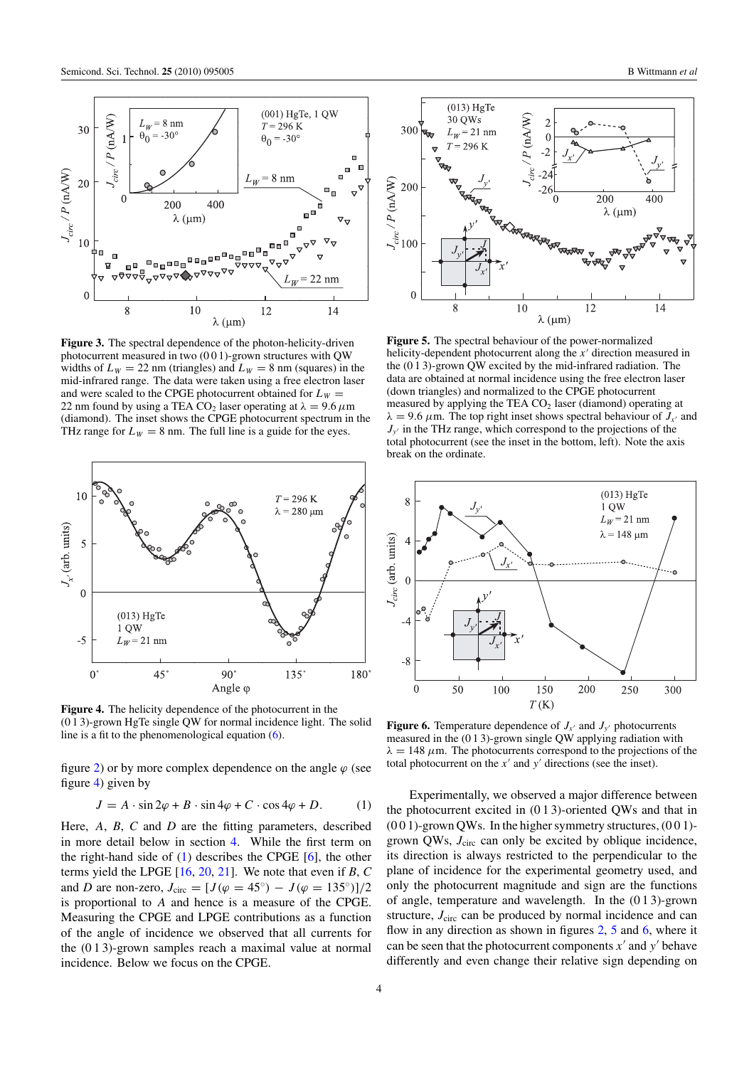(001) HgTe, 1 QW
$T = 296$ K
$\theta_0 = -30°$

$L_W = 8$ nm
$\theta_0 = -30°$

$L_W = 8$ nm

$L_W = 22$ nm

$J_{circ} / P$ (nA/W)

λ (μm)

**Figure 3.** The spectral dependence of the photon-helicity-driven photocurrent measured in two (0 0 1)-grown structures with QW widths of $L_W = 22$ nm (triangles) and $L_W = 8$ nm (squares) in the mid-infrared range. The data were taken using a free electron laser and were scaled to the CPGE photocurrent obtained for $L_W = 22$ nm found by using a TEA $CO_2$ laser operating at $\lambda = 9.6\,\mu$m (diamond). The inset shows the CPGE photocurrent spectrum in the THz range for $L_W = 8$ nm. The full line is a guide for the eyes.

(013) HgTe
30 QWs
$L_W = 21$ nm
$T = 296$ K

$J_{y'}$

$J_{x'}$

$J_{circ} / P$ (nA/W)

λ (μm)

**Figure 5.** The spectral behaviour of the power-normalized helicity-dependent photocurrent along the $x'$ direction measured in the (0 1 3)-grown 30 QW excited by the mid-infrared radiation. The data are obtained at normal incidence using the free electron laser (down triangles) and normalized to the CPGE photocurrent measured by applying the TEA $CO_2$ laser (diamond) operating at $\lambda = 9.6\,\mu$m. The top right inset shows spectral behaviour of $J_{x'}$ and $J_{y'}$ in the THz range, which correspond to the projections of the total photocurrent (see the inset in the bottom, left). Note the axis break on the ordinate.

$T = 296$ K
$\lambda = 280\,\mu$m

(013) HgTe
1 QW
$L_W = 21$ nm

$J_{x'}$ (arb. units)

Angle φ

**Figure 4.** The helicity dependence of the photocurrent in the (0 1 3)-grown HgTe single QW for normal incidence light. The solid line is a fit to the phenomenological equation (6).

(013) HgTe
1 QW
$L_W = 21$ nm
$\lambda = 148\,\mu$m

$J_{circ}$ (arb. units)

$T$ (K)

**Figure 6.** Temperature dependence of $J_{x'}$ and $J_{y'}$ photocurrents measured in the (0 1 3)-grown single QW applying radiation with $\lambda = 148\,\mu$m. The photocurrents correspond to the projections of the total photocurrent on the $x'$ and $y'$ directions (see the inset).

figure 2) or by more complex dependence on the angle $\varphi$ (see figure 4) given by

$$J = A \cdot \sin 2\varphi + B \cdot \sin 4\varphi + C \cdot \cos 4\varphi + D. \qquad (1)$$

Here, $A$, $B$, $C$ and $D$ are the fitting parameters, described in more detail below in section 4. While the first term on the right-hand side of (1) describes the CPGE [6], the other terms yield the LPGE [16, 20, 21]. We note that even if $B$, $C$ and $D$ are non-zero, $J_{\text{circ}} = [J(\varphi = 45°) - J(\varphi = 135°)]/2$ is proportional to $A$ and hence is a measure of the CPGE. Measuring the CPGE and LPGE contributions as a function of the angle of incidence we observed that all currents for the (0 1 3)-grown samples reach a maximal value at normal incidence. Below we focus on the CPGE.

Experimentally, we observed a major difference between the photocurrent excited in (0 1 3)-oriented QWs and that in (0 0 1)-grown QWs. In the higher symmetry structures, (0 0 1)-grown QWs, $J_{\text{circ}}$ can only be excited by oblique incidence, its direction is always restricted to the perpendicular to the plane of incidence for the experimental geometry used, and only the photocurrent magnitude and sign are the functions of angle, temperature and wavelength. In the (0 1 3)-grown structure, $J_{\text{circ}}$ can be produced by normal incidence and can flow in any direction as shown in figures 2, 5 and 6, where it can be seen that the photocurrent components $x'$ and $y'$ behave differently and even change their relative sign depending on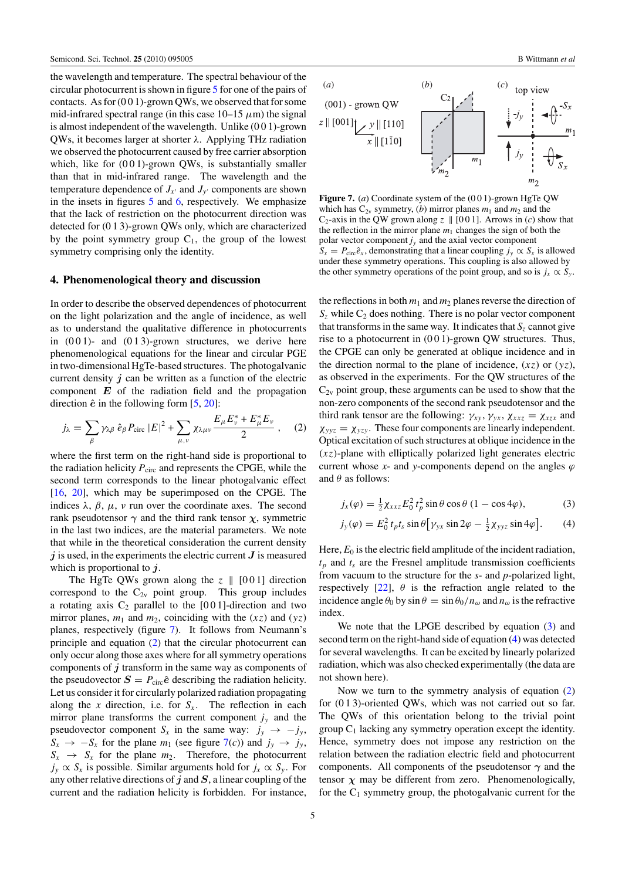the wavelength and temperature. The spectral behaviour of the circular photocurrent is shown in figure 5 for one of the pairs of contacts. As for (0 0 1)-grown QWs, we observed that for some mid-infrared spectral range (in this case 10–15 $\mu$m) the signal is almost independent of the wavelength. Unlike (0 0 1)-grown QWs, it becomes larger at shorter $\lambda$. Applying THz radiation we observed the photocurrent caused by free carrier absorption which, like for (0 0 1)-grown QWs, is substantially smaller than that in mid-infrared range. The wavelength and the temperature dependence of $J_{x'}$ and $J_{y'}$ components are shown in the insets in figures 5 and 6, respectively. We emphasize that the lack of restriction on the photocurrent direction was detected for (0 1 3)-grown QWs only, which are characterized by the point symmetry group C$_1$, the group of the lowest symmetry comprising only the identity.

## 4. Phenomenological theory and discussion

In order to describe the observed dependences of photocurrent on the light polarization and the angle of incidence, as well as to understand the qualitative difference in photocurrents in (0 0 1)- and (0 1 3)-grown structures, we derive here phenomenological equations for the linear and circular PGE in two-dimensional HgTe-based structures. The photogalvanic current density $\boldsymbol{j}$ can be written as a function of the electric component $\boldsymbol{E}$ of the radiation field and the propagation direction $\hat{e}$ in the following form [5, 20]:

$$j_\lambda = \sum_\beta \gamma_{\lambda\beta}\, \hat{e}_\beta P_{\rm circ}\, |E|^2 + \sum_{\mu,\nu} \chi_{\lambda\mu\nu} \frac{E_\mu E_\nu^* + E_\mu^* E_\nu}{2}, \qquad (2)$$

where the first term on the right-hand side is proportional to the radiation helicity $P_{\rm circ}$ and represents the CPGE, while the second term corresponds to the linear photogalvanic effect [16, 20], which may be superimposed on the CPGE. The indices $\lambda$, $\beta$, $\mu$, $\nu$ run over the coordinate axes. The second rank pseudotensor $\gamma$ and the third rank tensor $\chi$, symmetric in the last two indices, are the material parameters. We note that while in the theoretical consideration the current density $\boldsymbol{j}$ is used, in the experiments the electric current $\boldsymbol{J}$ is measured which is proportional to $\boldsymbol{j}$.

The HgTe QWs grown along the $z \parallel [0\,0\,1]$ direction correspond to the C$_{2v}$ point group. This group includes a rotating axis C$_2$ parallel to the [0 0 1]-direction and two mirror planes, $m_1$ and $m_2$, coinciding with the $(xz)$ and $(yz)$ planes, respectively (figure 7). It follows from Neumann's principle and equation (2) that the circular photocurrent can only occur along those axes where for all symmetry operations components of $\boldsymbol{j}$ transform in the same way as components of the pseudovector $\boldsymbol{S} = P_{\rm circ}\hat{\boldsymbol{e}}$ describing the radiation helicity. Let us consider it for circularly polarized radiation propagating along the $x$ direction, i.e. for $S_x$. The reflection in each mirror plane transforms the current component $j_y$ and the pseudovector component $S_x$ in the same way: $j_y \to -j_y$, $S_x \to -S_x$ for the plane $m_1$ (see figure 7(c)) and $j_y \to j_y$, $S_x \to S_x$ for the plane $m_2$. Therefore, the photocurrent $j_y \propto S_x$ is possible. Similar arguments hold for $j_x \propto S_y$. For any other relative directions of $\boldsymbol{j}$ and $\boldsymbol{S}$, a linear coupling of the current and the radiation helicity is forbidden. For instance, the reflections in both $m_1$ and $m_2$ planes reverse the direction of $S_z$ while C$_2$ does nothing. There is no polar vector component that transforms in the same way. It indicates that $S_z$ cannot give rise to a photocurrent in (0 0 1)-grown QW structures. Thus, the CPGE can only be generated at oblique incidence and in the direction normal to the plane of incidence, $(xz)$ or $(yz)$, as observed in the experiments. For the QW structures of the C$_{2v}$ point group, these arguments can be used to show that the non-zero components of the second rank pseudotensor and the third rank tensor are the following: $\gamma_{xy}$, $\gamma_{yx}$, $\chi_{xxz} = \chi_{xzx}$ and $\chi_{yyz} = \chi_{yzy}$. These four components are linearly independent. Optical excitation of such structures at oblique incidence in the $(xz)$-plane with elliptically polarized light generates electric current whose $x$- and $y$-components depend on the angles $\varphi$ and $\theta$ as follows:

$$j_x(\varphi) = \tfrac{1}{2}\chi_{xxz} E_0^2\, t_p^2 \sin\theta \cos\theta\, (1 - \cos 4\varphi), \qquad (3)$$

$$j_y(\varphi) = E_0^2\, t_p t_s \sin\theta \left[\gamma_{yx} \sin 2\varphi - \tfrac{1}{2}\chi_{yyz} \sin 4\varphi\right]. \qquad (4)$$

Here, $E_0$ is the electric field amplitude of the incident radiation, $t_p$ and $t_s$ are the Fresnel amplitude transmission coefficients from vacuum to the structure for the $s$- and $p$-polarized light, respectively [22], $\theta$ is the refraction angle related to the incidence angle $\theta_0$ by $\sin\theta = \sin\theta_0/n_\omega$ and $n_\omega$ is the refractive index.

We note that the LPGE described by equation (3) and second term on the right-hand side of equation (4) was detected for several wavelengths. It can be excited by linearly polarized radiation, which was also checked experimentally (the data are not shown here).

Now we turn to the symmetry analysis of equation (2) for (0 1 3)-oriented QWs, which was not carried out so far. The QWs of this orientation belong to the trivial point group C$_1$ lacking any symmetry operation except the identity. Hence, symmetry does not impose any restriction on the relation between the radiation electric field and photocurrent components. All components of the pseudotensor $\gamma$ and the tensor $\chi$ may be different from zero. Phenomenologically, for the C$_1$ symmetry group, the photogalvanic current for the

(a) (001) - grown QW; $z \parallel [001]$, $y \parallel [110]$, $x \parallel [1\bar{1}0]$
(b) C$_2$, $m_1$, $m_2$
(c) top view; $-S_x$, $-j_y$, $j_y$, $S_x$, $m_1$, $m_2$

**Figure 7.** (a) Coordinate system of the (0 0 1)-grown HgTe QW which has C$_{2v}$ symmetry, (b) mirror planes $m_1$ and $m_2$ and the C$_2$-axis in the QW grown along $z \parallel [0\,0\,1]$. Arrows in (c) show that the reflection in the mirror plane $m_1$ changes the sign of both the polar vector component $j_y$ and the axial vector component $S_x = P_{\rm circ}\hat{e}_x$, demonstrating that a linear coupling $j_y \propto S_x$ is allowed under these symmetry operations. This coupling is also allowed by the other symmetry operations of the point group, and so is $j_x \propto S_y$.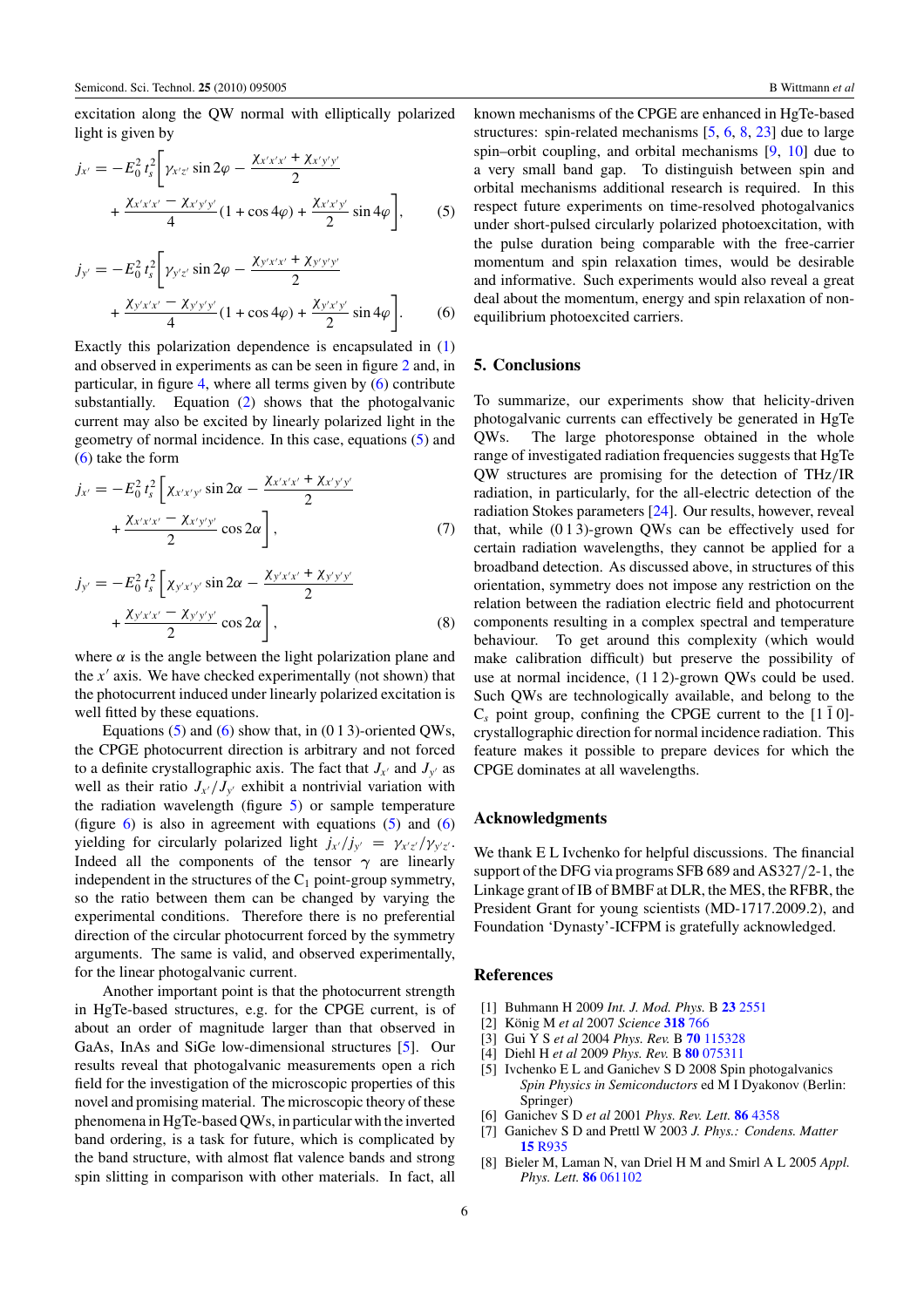excitation along the QW normal with elliptically polarized light is given by

$$j_{x'} = -E_0^2 t_s^2 \left[ \gamma_{x'z'} \sin 2\varphi - \frac{\chi_{x'x'x'} + \chi_{x'y'y'}}{2} + \frac{\chi_{x'x'x'} - \chi_{x'y'y'}}{4}(1 + \cos 4\varphi) + \frac{\chi_{x'x'y'}}{2} \sin 4\varphi \right], \quad (5)$$

$$j_{y'} = -E_0^2 t_s^2 \left[ \gamma_{y'z'} \sin 2\varphi - \frac{\chi_{y'x'x'} + \chi_{y'y'y'}}{2} + \frac{\chi_{y'x'x'} - \chi_{y'y'y'}}{4}(1 + \cos 4\varphi) + \frac{\chi_{y'x'y'}}{2} \sin 4\varphi \right]. \quad (6)$$

Exactly this polarization dependence is encapsulated in (1) and observed in experiments as can be seen in figure 2 and, in particular, in figure 4, where all terms given by (6) contribute substantially. Equation (2) shows that the photogalvanic current may also be excited by linearly polarized light in the geometry of normal incidence. In this case, equations (5) and (6) take the form

$$j_{x'} = -E_0^2 t_s^2 \left[ \chi_{x'x'y'} \sin 2\alpha - \frac{\chi_{x'x'x'} + \chi_{x'y'y'}}{2} + \frac{\chi_{x'x'x'} - \chi_{x'y'y'}}{2} \cos 2\alpha \right], \quad (7)$$

$$j_{y'} = -E_0^2 t_s^2 \left[ \chi_{y'x'y'} \sin 2\alpha - \frac{\chi_{y'x'x'} + \chi_{y'y'y'}}{2} + \frac{\chi_{y'x'x'} - \chi_{y'y'y'}}{2} \cos 2\alpha \right], \quad (8)$$

where $\alpha$ is the angle between the light polarization plane and the $x'$ axis. We have checked experimentally (not shown) that the photocurrent induced under linearly polarized excitation is well fitted by these equations.

Equations (5) and (6) show that, in (0 1 3)-oriented QWs, the CPGE photocurrent direction is arbitrary and not forced to a definite crystallographic axis. The fact that $J_{x'}$ and $J_{y'}$ as well as their ratio $J_{x'}/J_{y'}$ exhibit a nontrivial variation with the radiation wavelength (figure 5) or sample temperature (figure 6) is also in agreement with equations (5) and (6) yielding for circularly polarized light $j_{x'}/j_{y'} = \gamma_{x'z'}/\gamma_{y'z'}$. Indeed all the components of the tensor $\gamma$ are linearly independent in the structures of the $C_1$ point-group symmetry, so the ratio between them can be changed by varying the experimental conditions. Therefore there is no preferential direction of the circular photocurrent forced by the symmetry arguments. The same is valid, and observed experimentally, for the linear photogalvanic current.

Another important point is that the photocurrent strength in HgTe-based structures, e.g. for the CPGE current, is of about an order of magnitude larger than that observed in GaAs, InAs and SiGe low-dimensional structures [5]. Our results reveal that photogalvanic measurements open a rich field for the investigation of the microscopic properties of this novel and promising material. The microscopic theory of these phenomena in HgTe-based QWs, in particular with the inverted band ordering, is a task for future, which is complicated by the band structure, with almost flat valence bands and strong spin slitting in comparison with other materials. In fact, all known mechanisms of the CPGE are enhanced in HgTe-based structures: spin-related mechanisms [5, 6, 8, 23] due to large spin–orbit coupling, and orbital mechanisms [9, 10] due to a very small band gap. To distinguish between spin and orbital mechanisms additional research is required. In this respect future experiments on time-resolved photogalvanics under short-pulsed circularly polarized photoexcitation, with the pulse duration being comparable with the free-carrier momentum and spin relaxation times, would be desirable and informative. Such experiments would also reveal a great deal about the momentum, energy and spin relaxation of non-equilibrium photoexcited carriers.

## 5. Conclusions

To summarize, our experiments show that helicity-driven photogalvanic currents can effectively be generated in HgTe QWs. The large photoresponse obtained in the whole range of investigated radiation frequencies suggests that HgTe QW structures are promising for the detection of THz/IR radiation, in particular, for the all-electric detection of the radiation Stokes parameters [24]. Our results, however, reveal that, while (0 1 3)-grown QWs can be effectively used for certain radiation wavelengths, they cannot be applied for a broadband detection. As discussed above, in structures of this orientation, symmetry does not impose any restriction on the relation between the radiation electric field and photocurrent components resulting in a complex spectral and temperature behaviour. To get around this complexity (which would make calibration difficult) but preserve the possibility of use at normal incidence, (1 1 2)-grown QWs could be used. Such QWs are technologically available, and belong to the $C_s$ point group, confining the CPGE current to the $[1\bar{1}0]$-crystallographic direction for normal incidence radiation. This feature makes it possible to prepare devices for which the CPGE dominates at all wavelengths.

## Acknowledgments

We thank E L Ivchenko for helpful discussions. The financial support of the DFG via programs SFB 689 and AS327/2-1, the Linkage grant of IB of BMBF at DLR, the MES, the RFBR, the President Grant for young scientists (MD-1717.2009.2), and Foundation 'Dynasty'-ICFPM is gratefully acknowledged.

## References

[1] Buhmann H 2009 *Int. J. Mod. Phys.* B **23** 2551

[2] König M *et al* 2007 *Science* **318** 766

[3] Gui Y S *et al* 2004 *Phys. Rev.* B **70** 115328

[4] Diehl H *et al* 2009 *Phys. Rev.* B **80** 075311

[5] Ivchenko E L and Ganichev S D 2008 Spin photogalvanics *Spin Physics in Semiconductors* ed M I Dyakonov (Berlin: Springer)

[6] Ganichev S D *et al* 2001 *Phys. Rev. Lett.* **86** 4358

[7] Ganichev S D and Prettl W 2003 *J. Phys.: Condens. Matter* **15** R935

[8] Bieler M, Laman N, van Driel H M and Smirl A L 2005 *Appl. Phys. Lett.* **86** 061102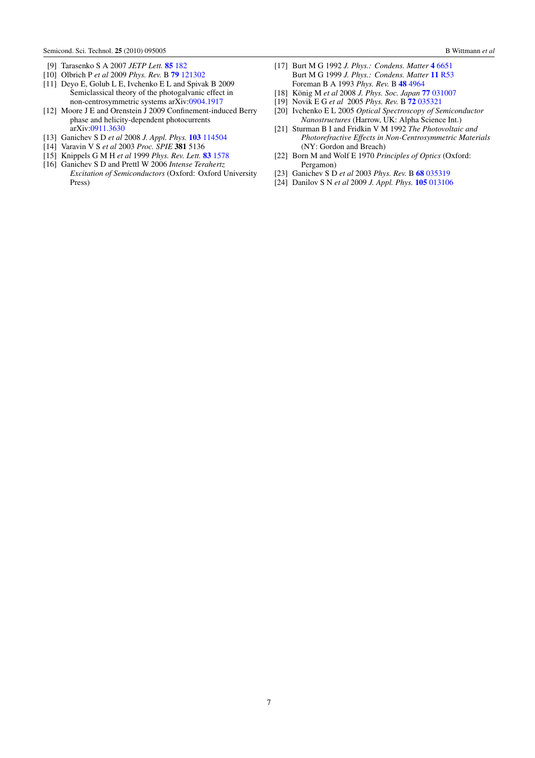- [9] Tarasenko S A 2007 *JETP Lett.* **85** 182
- [10] Olbrich P *et al* 2009 *Phys. Rev.* B **79** 121302
- [11] Deyo E, Golub L E, Ivchenko E L and Spivak B 2009 Semiclassical theory of the photogalvanic effect in non-centrosymmetric systems arXiv:0904.1917
- [12] Moore J E and Orenstein J 2009 Confinement-induced Berry phase and helicity-dependent photocurrents arXiv:0911.3630
- [13] Ganichev S D *et al* 2008 *J. Appl. Phys.* **103** 114504
- [14] Varavin V S *et al* 2003 *Proc. SPIE* **381** 5136
- [15] Knippels G M H *et al* 1999 *Phys. Rev. Lett.* **83** 1578
- [16] Ganichev S D and Prettl W 2006 *Intense Terahertz Excitation of Semiconductors* (Oxford: Oxford University Press)
- [17] Burt M G 1992 *J. Phys.: Condens. Matter* **4** 6651
  Burt M G 1999 *J. Phys.: Condens. Matter* **11** R53
  Foreman B A 1993 *Phys. Rev.* B **48** 4964
- [18] König M *et al* 2008 *J. Phys. Soc. Japan* **77** 031007
- [19] Novik E G *et al* 2005 *Phys. Rev.* B **72** 035321
- [20] Ivchenko E L 2005 *Optical Spectroscopy of Semiconductor Nanostructures* (Harrow, UK: Alpha Science Int.)
- [21] Sturman B I and Fridkin V M 1992 *The Photovoltaic and Photorefractive Effects in Non-Centrosymmetric Materials* (NY: Gordon and Breach)
- [22] Born M and Wolf E 1970 *Principles of Optics* (Oxford: Pergamon)
- [23] Ganichev S D *et al* 2003 *Phys. Rev.* B **68** 035319
- [24] Danilov S N *et al* 2009 *J. Appl. Phys.* **105** 013106